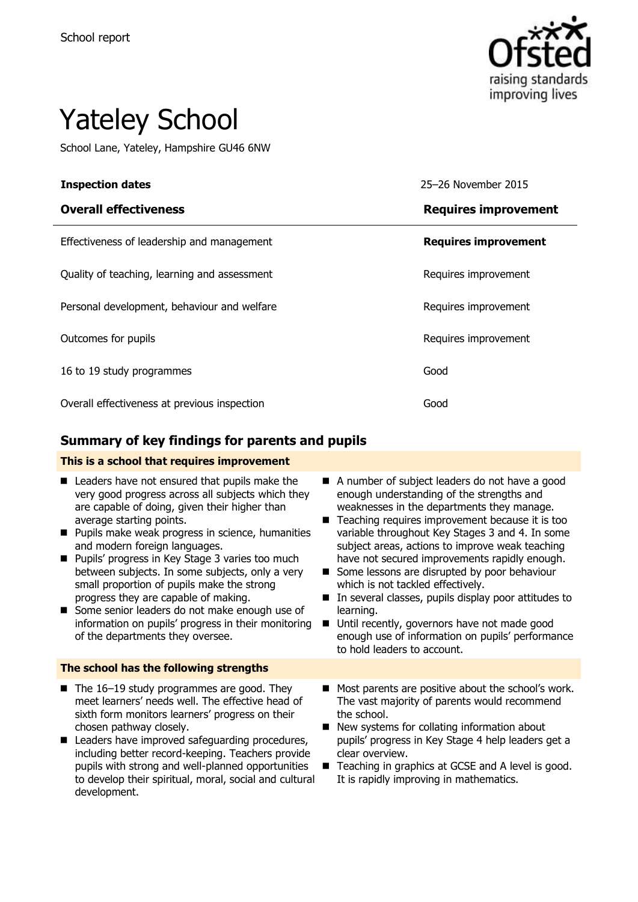School report

# Yateley School

School Lane, Yateley, Hampshire GU46 6NW

| **Inspection dates** | 25–26 November 2015 |
|---|---|
| **Overall effectiveness** | **Requires improvement** |
| Effectiveness of leadership and management | **Requires improvement** |
| Quality of teaching, learning and assessment | Requires improvement |
| Personal development, behaviour and welfare | Requires improvement |
| Outcomes for pupils | Requires improvement |
| 16 to 19 study programmes | Good |
| Overall effectiveness at previous inspection | Good |

## Summary of key findings for parents and pupils

**This is a school that requires improvement**

- Leaders have not ensured that pupils make the very good progress across all subjects which they are capable of doing, given their higher than average starting points.
- Pupils make weak progress in science, humanities and modern foreign languages.
- Pupils' progress in Key Stage 3 varies too much between subjects. In some subjects, only a very small proportion of pupils make the strong progress they are capable of making.
- Some senior leaders do not make enough use of information on pupils' progress in their monitoring of the departments they oversee.
- A number of subject leaders do not have a good enough understanding of the strengths and weaknesses in the departments they manage.
- Teaching requires improvement because it is too variable throughout Key Stages 3 and 4. In some subject areas, actions to improve weak teaching have not secured improvements rapidly enough.
- Some lessons are disrupted by poor behaviour which is not tackled effectively.
- In several classes, pupils display poor attitudes to learning.
- Until recently, governors have not made good enough use of information on pupils' performance to hold leaders to account.

**The school has the following strengths**

- The 16–19 study programmes are good. They meet learners' needs well. The effective head of sixth form monitors learners' progress on their chosen pathway closely.
- Leaders have improved safeguarding procedures, including better record-keeping. Teachers provide pupils with strong and well-planned opportunities to develop their spiritual, moral, social and cultural development.
- Most parents are positive about the school's work. The vast majority of parents would recommend the school.
- New systems for collating information about pupils' progress in Key Stage 4 help leaders get a clear overview.
- Teaching in graphics at GCSE and A level is good. It is rapidly improving in mathematics.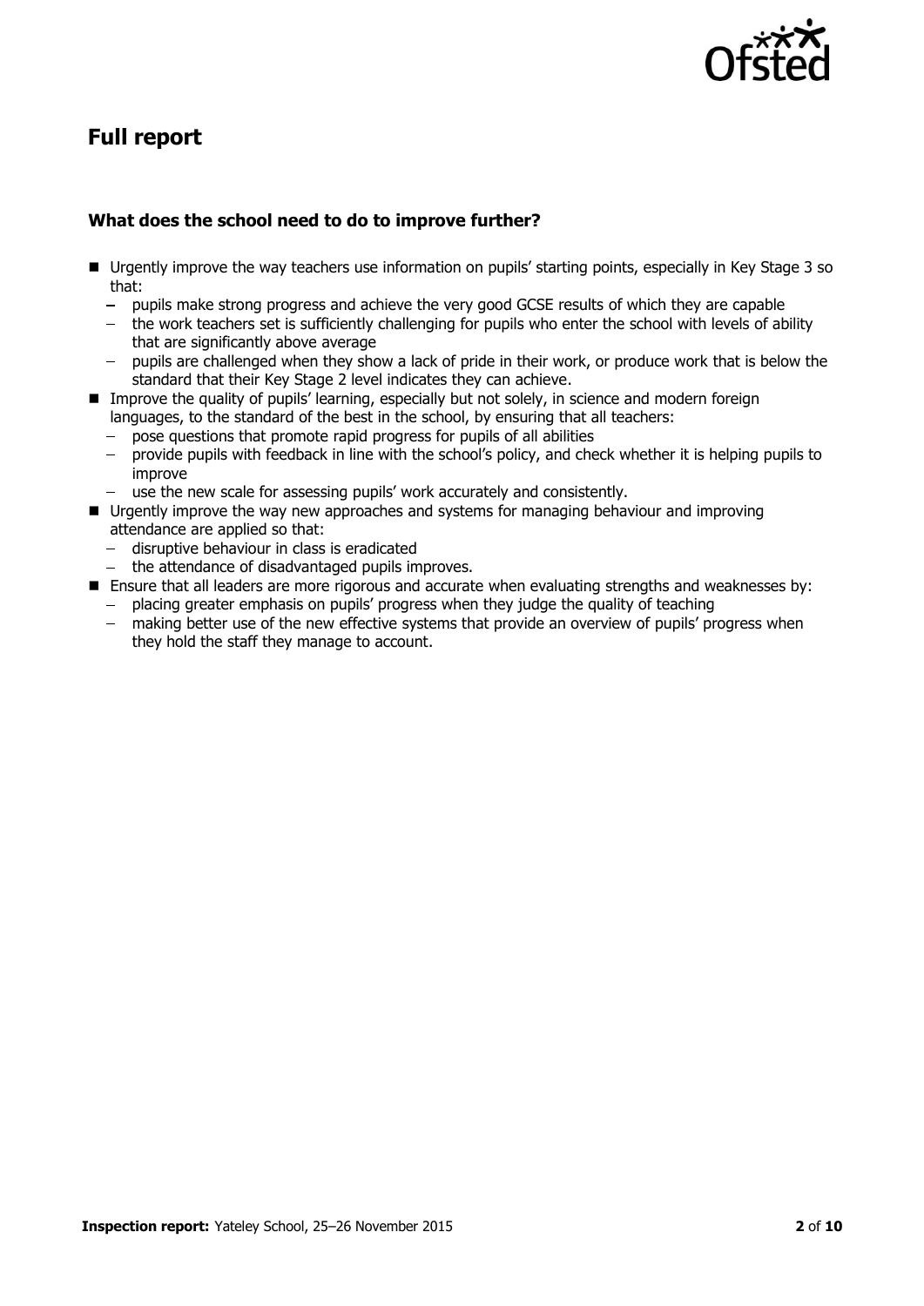## Full report

### What does the school need to do to improve further?

- Urgently improve the way teachers use information on pupils' starting points, especially in Key Stage 3 so that:
  - pupils make strong progress and achieve the very good GCSE results of which they are capable
  - the work teachers set is sufficiently challenging for pupils who enter the school with levels of ability that are significantly above average
  - pupils are challenged when they show a lack of pride in their work, or produce work that is below the standard that their Key Stage 2 level indicates they can achieve.
- Improve the quality of pupils' learning, especially but not solely, in science and modern foreign languages, to the standard of the best in the school, by ensuring that all teachers:
  - pose questions that promote rapid progress for pupils of all abilities
  - provide pupils with feedback in line with the school's policy, and check whether it is helping pupils to improve
  - use the new scale for assessing pupils' work accurately and consistently.
- Urgently improve the way new approaches and systems for managing behaviour and improving attendance are applied so that:
  - disruptive behaviour in class is eradicated
  - the attendance of disadvantaged pupils improves.
- Ensure that all leaders are more rigorous and accurate when evaluating strengths and weaknesses by:
  - placing greater emphasis on pupils' progress when they judge the quality of teaching
  - making better use of the new effective systems that provide an overview of pupils' progress when they hold the staff they manage to account.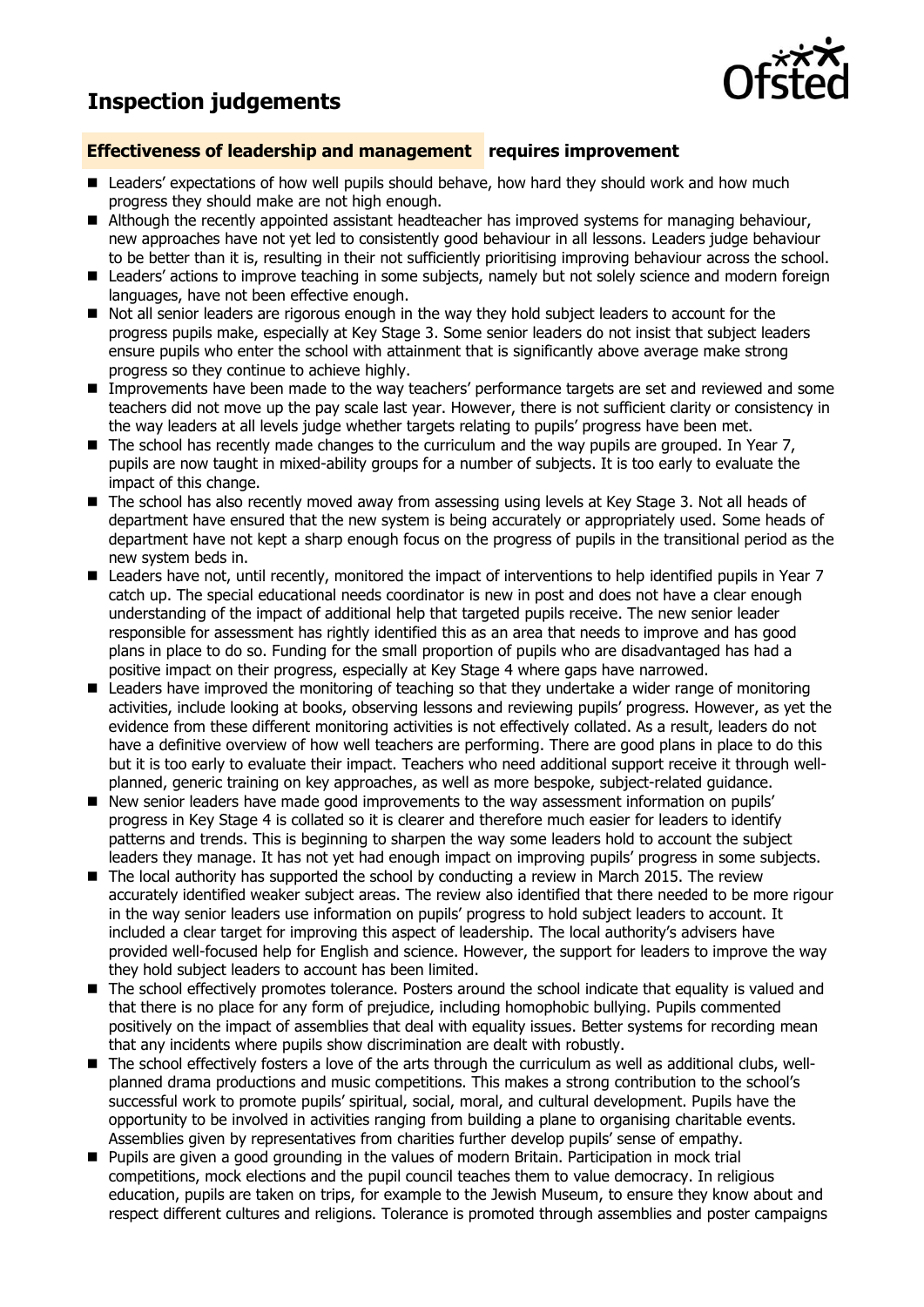# Inspection judgements

## Effectiveness of leadership and management — requires improvement

- Leaders' expectations of how well pupils should behave, how hard they should work and how much progress they should make are not high enough.
- Although the recently appointed assistant headteacher has improved systems for managing behaviour, new approaches have not yet led to consistently good behaviour in all lessons. Leaders judge behaviour to be better than it is, resulting in their not sufficiently prioritising improving behaviour across the school.
- Leaders' actions to improve teaching in some subjects, namely but not solely science and modern foreign languages, have not been effective enough.
- Not all senior leaders are rigorous enough in the way they hold subject leaders to account for the progress pupils make, especially at Key Stage 3. Some senior leaders do not insist that subject leaders ensure pupils who enter the school with attainment that is significantly above average make strong progress so they continue to achieve highly.
- Improvements have been made to the way teachers' performance targets are set and reviewed and some teachers did not move up the pay scale last year. However, there is not sufficient clarity or consistency in the way leaders at all levels judge whether targets relating to pupils' progress have been met.
- The school has recently made changes to the curriculum and the way pupils are grouped. In Year 7, pupils are now taught in mixed-ability groups for a number of subjects. It is too early to evaluate the impact of this change.
- The school has also recently moved away from assessing using levels at Key Stage 3. Not all heads of department have ensured that the new system is being accurately or appropriately used. Some heads of department have not kept a sharp enough focus on the progress of pupils in the transitional period as the new system beds in.
- Leaders have not, until recently, monitored the impact of interventions to help identified pupils in Year 7 catch up. The special educational needs coordinator is new in post and does not have a clear enough understanding of the impact of additional help that targeted pupils receive. The new senior leader responsible for assessment has rightly identified this as an area that needs to improve and has good plans in place to do so. Funding for the small proportion of pupils who are disadvantaged has had a positive impact on their progress, especially at Key Stage 4 where gaps have narrowed.
- Leaders have improved the monitoring of teaching so that they undertake a wider range of monitoring activities, include looking at books, observing lessons and reviewing pupils' progress. However, as yet the evidence from these different monitoring activities is not effectively collated. As a result, leaders do not have a definitive overview of how well teachers are performing. There are good plans in place to do this but it is too early to evaluate their impact. Teachers who need additional support receive it through well-planned, generic training on key approaches, as well as more bespoke, subject-related guidance.
- New senior leaders have made good improvements to the way assessment information on pupils' progress in Key Stage 4 is collated so it is clearer and therefore much easier for leaders to identify patterns and trends. This is beginning to sharpen the way some leaders hold to account the subject leaders they manage. It has not yet had enough impact on improving pupils' progress in some subjects.
- The local authority has supported the school by conducting a review in March 2015. The review accurately identified weaker subject areas. The review also identified that there needed to be more rigour in the way senior leaders use information on pupils' progress to hold subject leaders to account. It included a clear target for improving this aspect of leadership. The local authority's advisers have provided well-focused help for English and science. However, the support for leaders to improve the way they hold subject leaders to account has been limited.
- The school effectively promotes tolerance. Posters around the school indicate that equality is valued and that there is no place for any form of prejudice, including homophobic bullying. Pupils commented positively on the impact of assemblies that deal with equality issues. Better systems for recording mean that any incidents where pupils show discrimination are dealt with robustly.
- The school effectively fosters a love of the arts through the curriculum as well as additional clubs, well-planned drama productions and music competitions. This makes a strong contribution to the school's successful work to promote pupils' spiritual, social, moral, and cultural development. Pupils have the opportunity to be involved in activities ranging from building a plane to organising charitable events. Assemblies given by representatives from charities further develop pupils' sense of empathy.
- Pupils are given a good grounding in the values of modern Britain. Participation in mock trial competitions, mock elections and the pupil council teaches them to value democracy. In religious education, pupils are taken on trips, for example to the Jewish Museum, to ensure they know about and respect different cultures and religions. Tolerance is promoted through assemblies and poster campaigns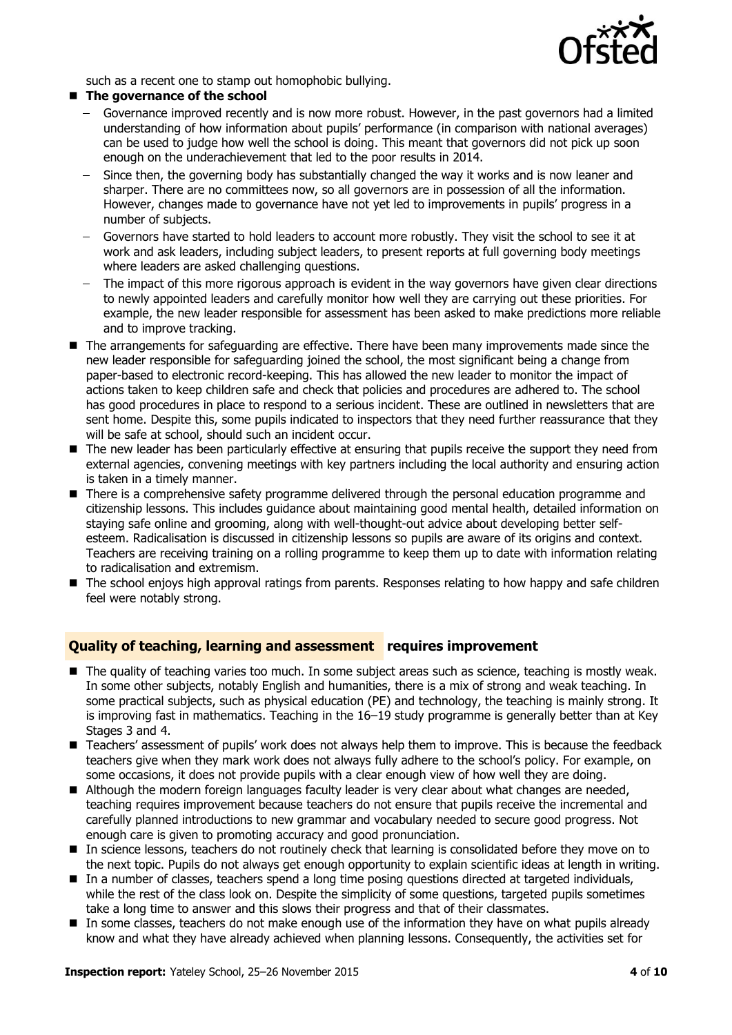such as a recent one to stamp out homophobic bullying.

- **The governance of the school**
  - Governance improved recently and is now more robust. However, in the past governors had a limited understanding of how information about pupils' performance (in comparison with national averages) can be used to judge how well the school is doing. This meant that governors did not pick up soon enough on the underachievement that led to the poor results in 2014.
  - Since then, the governing body has substantially changed the way it works and is now leaner and sharper. There are no committees now, so all governors are in possession of all the information. However, changes made to governance have not yet led to improvements in pupils' progress in a number of subjects.
  - Governors have started to hold leaders to account more robustly. They visit the school to see it at work and ask leaders, including subject leaders, to present reports at full governing body meetings where leaders are asked challenging questions.
  - The impact of this more rigorous approach is evident in the way governors have given clear directions to newly appointed leaders and carefully monitor how well they are carrying out these priorities. For example, the new leader responsible for assessment has been asked to make predictions more reliable and to improve tracking.
- The arrangements for safeguarding are effective. There have been many improvements made since the new leader responsible for safeguarding joined the school, the most significant being a change from paper-based to electronic record-keeping. This has allowed the new leader to monitor the impact of actions taken to keep children safe and check that policies and procedures are adhered to. The school has good procedures in place to respond to a serious incident. These are outlined in newsletters that are sent home. Despite this, some pupils indicated to inspectors that they need further reassurance that they will be safe at school, should such an incident occur.
- The new leader has been particularly effective at ensuring that pupils receive the support they need from external agencies, convening meetings with key partners including the local authority and ensuring action is taken in a timely manner.
- There is a comprehensive safety programme delivered through the personal education programme and citizenship lessons. This includes guidance about maintaining good mental health, detailed information on staying safe online and grooming, along with well-thought-out advice about developing better self-esteem. Radicalisation is discussed in citizenship lessons so pupils are aware of its origins and context. Teachers are receiving training on a rolling programme to keep them up to date with information relating to radicalisation and extremism.
- The school enjoys high approval ratings from parents. Responses relating to how happy and safe children feel were notably strong.

## Quality of teaching, learning and assessment requires improvement

- The quality of teaching varies too much. In some subject areas such as science, teaching is mostly weak. In some other subjects, notably English and humanities, there is a mix of strong and weak teaching. In some practical subjects, such as physical education (PE) and technology, the teaching is mainly strong. It is improving fast in mathematics. Teaching in the 16–19 study programme is generally better than at Key Stages 3 and 4.
- Teachers' assessment of pupils' work does not always help them to improve. This is because the feedback teachers give when they mark work does not always fully adhere to the school's policy. For example, on some occasions, it does not provide pupils with a clear enough view of how well they are doing.
- Although the modern foreign languages faculty leader is very clear about what changes are needed, teaching requires improvement because teachers do not ensure that pupils receive the incremental and carefully planned introductions to new grammar and vocabulary needed to secure good progress. Not enough care is given to promoting accuracy and good pronunciation.
- In science lessons, teachers do not routinely check that learning is consolidated before they move on to the next topic. Pupils do not always get enough opportunity to explain scientific ideas at length in writing.
- In a number of classes, teachers spend a long time posing questions directed at targeted individuals, while the rest of the class look on. Despite the simplicity of some questions, targeted pupils sometimes take a long time to answer and this slows their progress and that of their classmates.
- In some classes, teachers do not make enough use of the information they have on what pupils already know and what they have already achieved when planning lessons. Consequently, the activities set for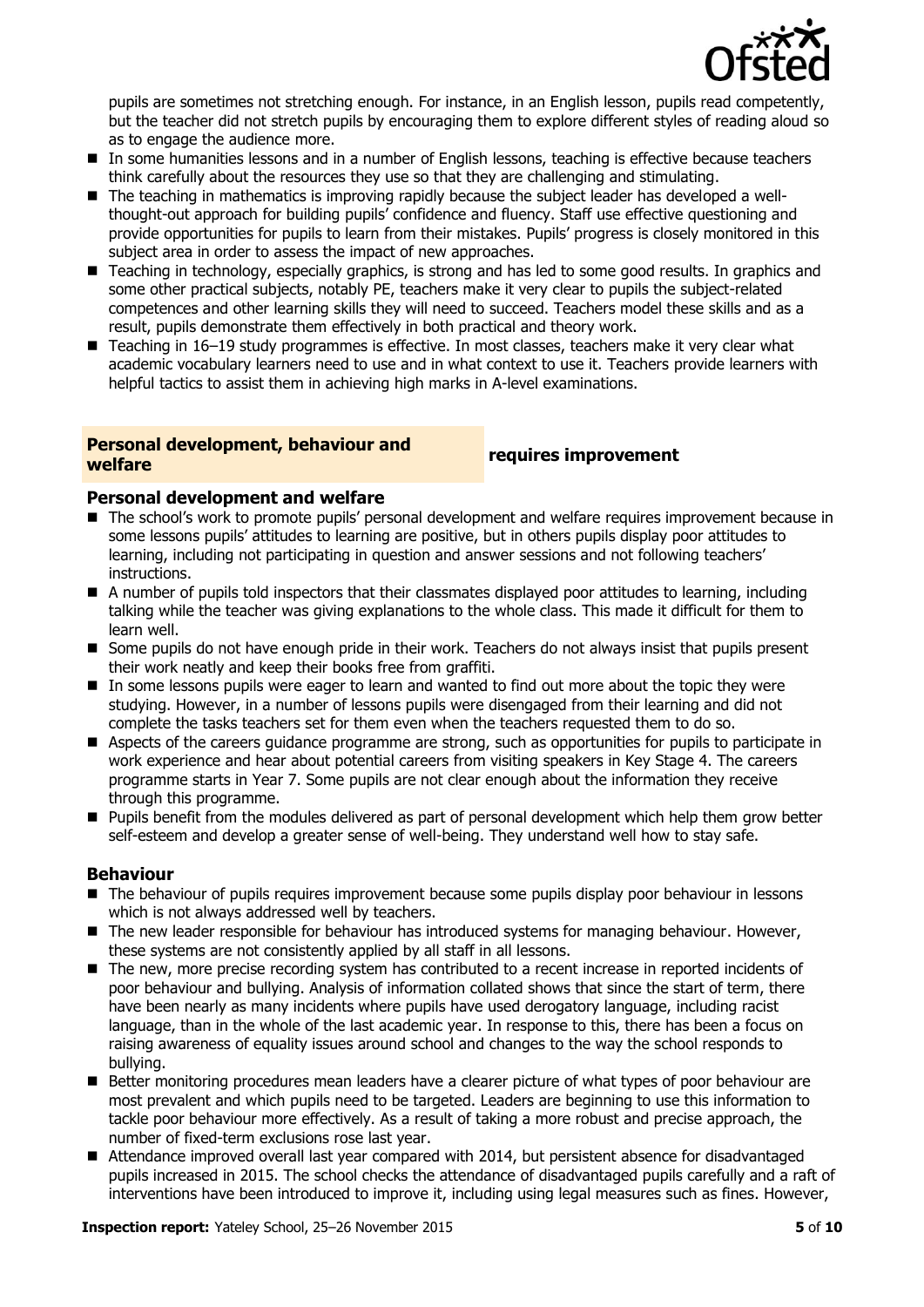pupils are sometimes not stretching enough. For instance, in an English lesson, pupils read competently, but the teacher did not stretch pupils by encouraging them to explore different styles of reading aloud so as to engage the audience more.

- In some humanities lessons and in a number of English lessons, teaching is effective because teachers think carefully about the resources they use so that they are challenging and stimulating.
- The teaching in mathematics is improving rapidly because the subject leader has developed a well-thought-out approach for building pupils' confidence and fluency. Staff use effective questioning and provide opportunities for pupils to learn from their mistakes. Pupils' progress is closely monitored in this subject area in order to assess the impact of new approaches.
- Teaching in technology, especially graphics, is strong and has led to some good results. In graphics and some other practical subjects, notably PE, teachers make it very clear to pupils the subject-related competences and other learning skills they will need to succeed. Teachers model these skills and as a result, pupils demonstrate them effectively in both practical and theory work.
- Teaching in 16–19 study programmes is effective. In most classes, teachers make it very clear what academic vocabulary learners need to use and in what context to use it. Teachers provide learners with helpful tactics to assist them in achieving high marks in A-level examinations.

## Personal development, behaviour and welfare — requires improvement

### Personal development and welfare

- The school's work to promote pupils' personal development and welfare requires improvement because in some lessons pupils' attitudes to learning are positive, but in others pupils display poor attitudes to learning, including not participating in question and answer sessions and not following teachers' instructions.
- A number of pupils told inspectors that their classmates displayed poor attitudes to learning, including talking while the teacher was giving explanations to the whole class. This made it difficult for them to learn well.
- Some pupils do not have enough pride in their work. Teachers do not always insist that pupils present their work neatly and keep their books free from graffiti.
- In some lessons pupils were eager to learn and wanted to find out more about the topic they were studying. However, in a number of lessons pupils were disengaged from their learning and did not complete the tasks teachers set for them even when the teachers requested them to do so.
- Aspects of the careers guidance programme are strong, such as opportunities for pupils to participate in work experience and hear about potential careers from visiting speakers in Key Stage 4. The careers programme starts in Year 7. Some pupils are not clear enough about the information they receive through this programme.
- Pupils benefit from the modules delivered as part of personal development which help them grow better self-esteem and develop a greater sense of well-being. They understand well how to stay safe.

### Behaviour

- The behaviour of pupils requires improvement because some pupils display poor behaviour in lessons which is not always addressed well by teachers.
- The new leader responsible for behaviour has introduced systems for managing behaviour. However, these systems are not consistently applied by all staff in all lessons.
- The new, more precise recording system has contributed to a recent increase in reported incidents of poor behaviour and bullying. Analysis of information collated shows that since the start of term, there have been nearly as many incidents where pupils have used derogatory language, including racist language, than in the whole of the last academic year. In response to this, there has been a focus on raising awareness of equality issues around school and changes to the way the school responds to bullying.
- Better monitoring procedures mean leaders have a clearer picture of what types of poor behaviour are most prevalent and which pupils need to be targeted. Leaders are beginning to use this information to tackle poor behaviour more effectively. As a result of taking a more robust and precise approach, the number of fixed-term exclusions rose last year.
- Attendance improved overall last year compared with 2014, but persistent absence for disadvantaged pupils increased in 2015. The school checks the attendance of disadvantaged pupils carefully and a raft of interventions have been introduced to improve it, including using legal measures such as fines. However,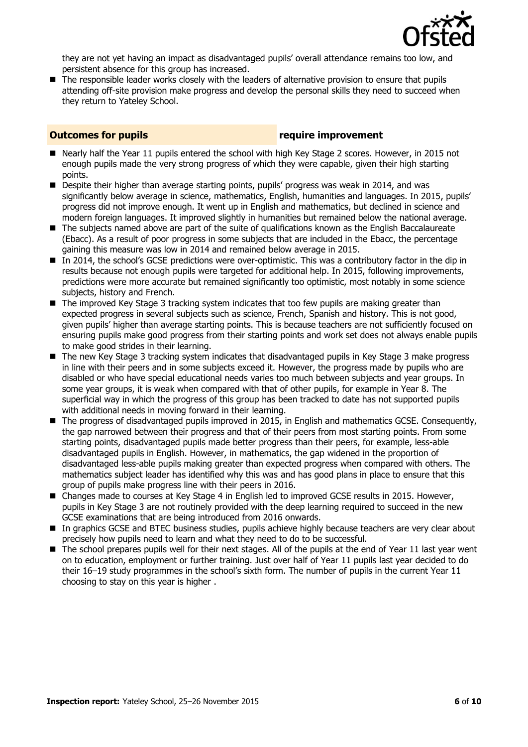they are not yet having an impact as disadvantaged pupils' overall attendance remains too low, and persistent absence for this group has increased.

- The responsible leader works closely with the leaders of alternative provision to ensure that pupils attending off-site provision make progress and develop the personal skills they need to succeed when they return to Yateley School.

## Outcomes for pupils — require improvement

- Nearly half the Year 11 pupils entered the school with high Key Stage 2 scores. However, in 2015 not enough pupils made the very strong progress of which they were capable, given their high starting points.
- Despite their higher than average starting points, pupils' progress was weak in 2014, and was significantly below average in science, mathematics, English, humanities and languages. In 2015, pupils' progress did not improve enough. It went up in English and mathematics, but declined in science and modern foreign languages. It improved slightly in humanities but remained below the national average.
- The subjects named above are part of the suite of qualifications known as the English Baccalaureate (Ebacc). As a result of poor progress in some subjects that are included in the Ebacc, the percentage gaining this measure was low in 2014 and remained below average in 2015.
- In 2014, the school's GCSE predictions were over-optimistic. This was a contributory factor in the dip in results because not enough pupils were targeted for additional help. In 2015, following improvements, predictions were more accurate but remained significantly too optimistic, most notably in some science subjects, history and French.
- The improved Key Stage 3 tracking system indicates that too few pupils are making greater than expected progress in several subjects such as science, French, Spanish and history. This is not good, given pupils' higher than average starting points. This is because teachers are not sufficiently focused on ensuring pupils make good progress from their starting points and work set does not always enable pupils to make good strides in their learning.
- The new Key Stage 3 tracking system indicates that disadvantaged pupils in Key Stage 3 make progress in line with their peers and in some subjects exceed it. However, the progress made by pupils who are disabled or who have special educational needs varies too much between subjects and year groups. In some year groups, it is weak when compared with that of other pupils, for example in Year 8. The superficial way in which the progress of this group has been tracked to date has not supported pupils with additional needs in moving forward in their learning.
- The progress of disadvantaged pupils improved in 2015, in English and mathematics GCSE. Consequently, the gap narrowed between their progress and that of their peers from most starting points. From some starting points, disadvantaged pupils made better progress than their peers, for example, less-able disadvantaged pupils in English. However, in mathematics, the gap widened in the proportion of disadvantaged less-able pupils making greater than expected progress when compared with others. The mathematics subject leader has identified why this was and has good plans in place to ensure that this group of pupils make progress line with their peers in 2016.
- Changes made to courses at Key Stage 4 in English led to improved GCSE results in 2015. However, pupils in Key Stage 3 are not routinely provided with the deep learning required to succeed in the new GCSE examinations that are being introduced from 2016 onwards.
- In graphics GCSE and BTEC business studies, pupils achieve highly because teachers are very clear about precisely how pupils need to learn and what they need to do to be successful.
- The school prepares pupils well for their next stages. All of the pupils at the end of Year 11 last year went on to education, employment or further training. Just over half of Year 11 pupils last year decided to do their 16–19 study programmes in the school's sixth form. The number of pupils in the current Year 11 choosing to stay on this year is higher .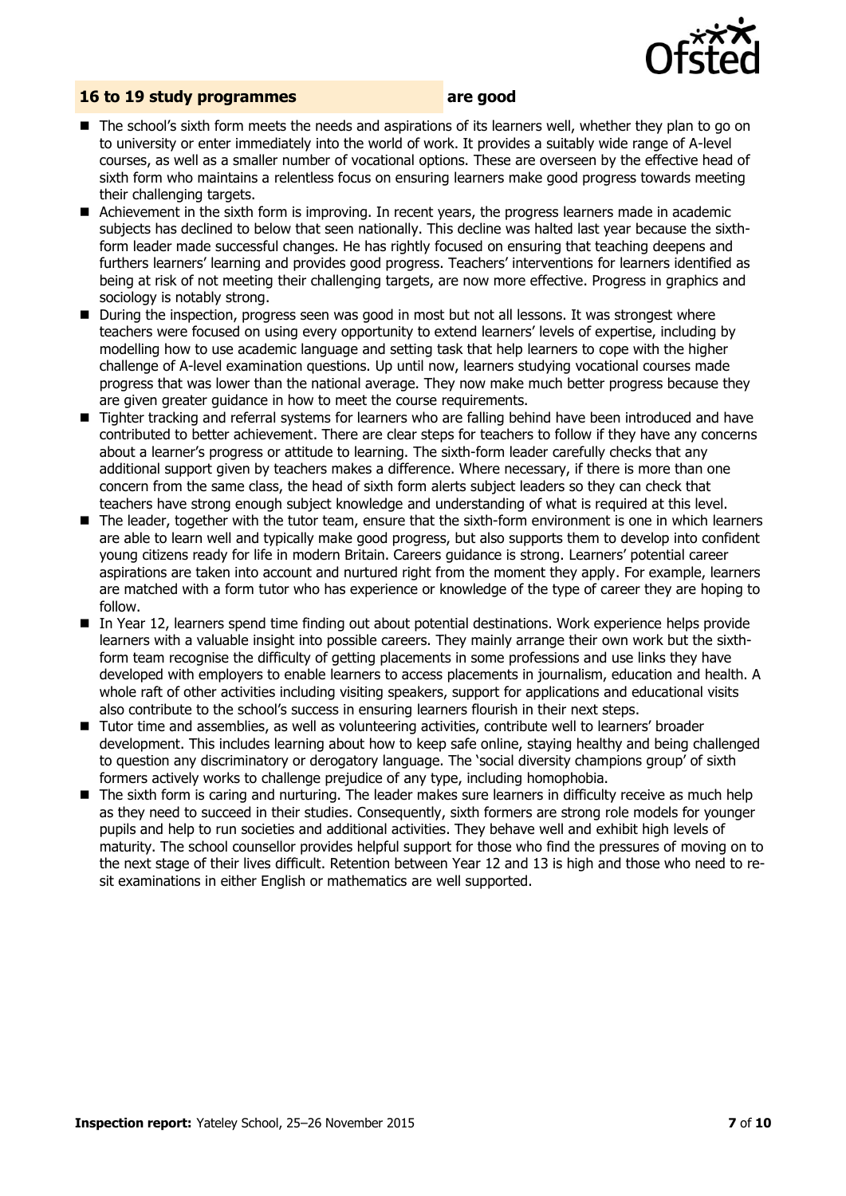## 16 to 19 study programmes **are good**

- The school's sixth form meets the needs and aspirations of its learners well, whether they plan to go on to university or enter immediately into the world of work. It provides a suitably wide range of A-level courses, as well as a smaller number of vocational options. These are overseen by the effective head of sixth form who maintains a relentless focus on ensuring learners make good progress towards meeting their challenging targets.
- Achievement in the sixth form is improving. In recent years, the progress learners made in academic subjects has declined to below that seen nationally. This decline was halted last year because the sixth-form leader made successful changes. He has rightly focused on ensuring that teaching deepens and furthers learners' learning and provides good progress. Teachers' interventions for learners identified as being at risk of not meeting their challenging targets, are now more effective. Progress in graphics and sociology is notably strong.
- During the inspection, progress seen was good in most but not all lessons. It was strongest where teachers were focused on using every opportunity to extend learners' levels of expertise, including by modelling how to use academic language and setting task that help learners to cope with the higher challenge of A-level examination questions. Up until now, learners studying vocational courses made progress that was lower than the national average. They now make much better progress because they are given greater guidance in how to meet the course requirements.
- Tighter tracking and referral systems for learners who are falling behind have been introduced and have contributed to better achievement. There are clear steps for teachers to follow if they have any concerns about a learner's progress or attitude to learning. The sixth-form leader carefully checks that any additional support given by teachers makes a difference. Where necessary, if there is more than one concern from the same class, the head of sixth form alerts subject leaders so they can check that teachers have strong enough subject knowledge and understanding of what is required at this level.
- The leader, together with the tutor team, ensure that the sixth-form environment is one in which learners are able to learn well and typically make good progress, but also supports them to develop into confident young citizens ready for life in modern Britain. Careers guidance is strong. Learners' potential career aspirations are taken into account and nurtured right from the moment they apply. For example, learners are matched with a form tutor who has experience or knowledge of the type of career they are hoping to follow.
- In Year 12, learners spend time finding out about potential destinations. Work experience helps provide learners with a valuable insight into possible careers. They mainly arrange their own work but the sixth-form team recognise the difficulty of getting placements in some professions and use links they have developed with employers to enable learners to access placements in journalism, education and health. A whole raft of other activities including visiting speakers, support for applications and educational visits also contribute to the school's success in ensuring learners flourish in their next steps.
- Tutor time and assemblies, as well as volunteering activities, contribute well to learners' broader development. This includes learning about how to keep safe online, staying healthy and being challenged to question any discriminatory or derogatory language. The 'social diversity champions group' of sixth formers actively works to challenge prejudice of any type, including homophobia.
- The sixth form is caring and nurturing. The leader makes sure learners in difficulty receive as much help as they need to succeed in their studies. Consequently, sixth formers are strong role models for younger pupils and help to run societies and additional activities. They behave well and exhibit high levels of maturity. The school counsellor provides helpful support for those who find the pressures of moving on to the next stage of their lives difficult. Retention between Year 12 and 13 is high and those who need to re-sit examinations in either English or mathematics are well supported.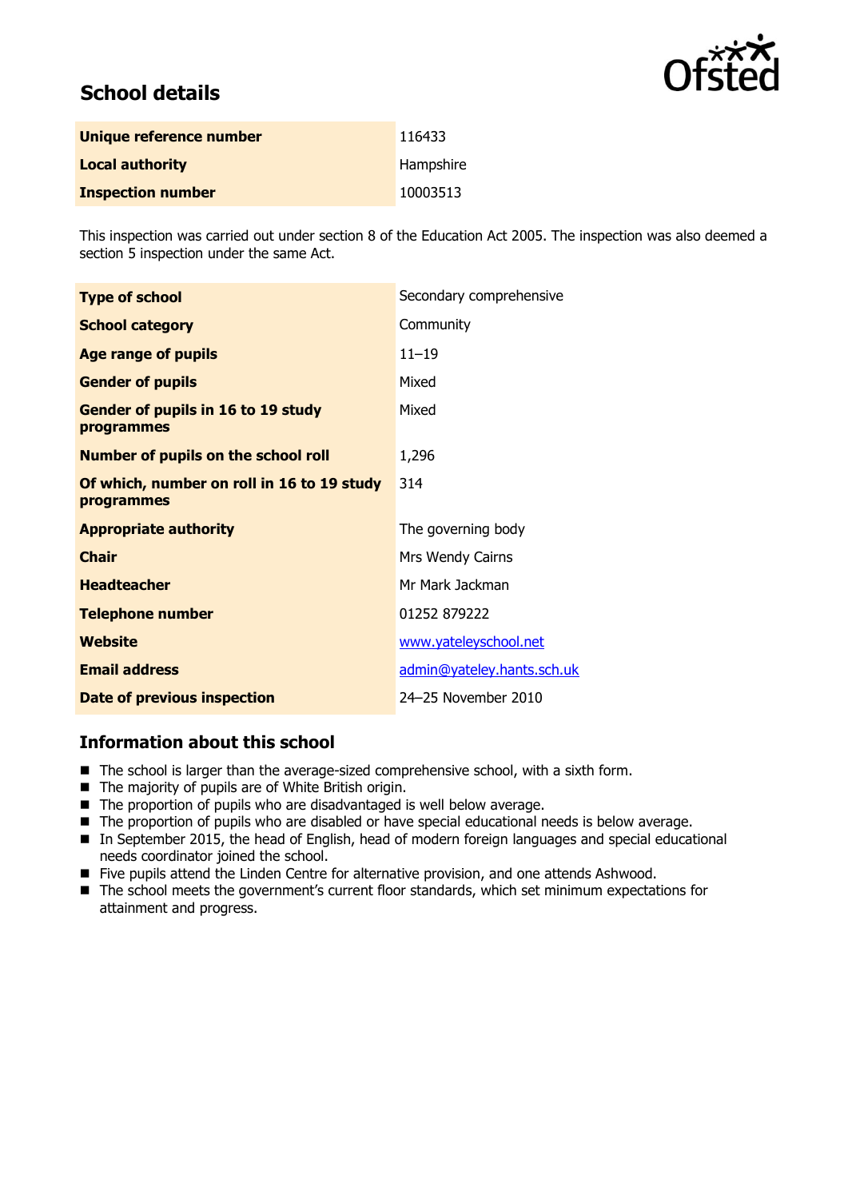## School details

| | |
|---|---|
| **Unique reference number** | 116433 |
| **Local authority** | Hampshire |
| **Inspection number** | 10003513 |

This inspection was carried out under section 8 of the Education Act 2005. The inspection was also deemed a section 5 inspection under the same Act.

| | |
|---|---|
| **Type of school** | Secondary comprehensive |
| **School category** | Community |
| **Age range of pupils** | 11–19 |
| **Gender of pupils** | Mixed |
| **Gender of pupils in 16 to 19 study programmes** | Mixed |
| **Number of pupils on the school roll** | 1,296 |
| **Of which, number on roll in 16 to 19 study programmes** | 314 |
| **Appropriate authority** | The governing body |
| **Chair** | Mrs Wendy Cairns |
| **Headteacher** | Mr Mark Jackman |
| **Telephone number** | 01252 879222 |
| **Website** | www.yateleyschool.net |
| **Email address** | admin@yateley.hants.sch.uk |
| **Date of previous inspection** | 24–25 November 2010 |

## Information about this school

- The school is larger than the average-sized comprehensive school, with a sixth form.
- The majority of pupils are of White British origin.
- The proportion of pupils who are disadvantaged is well below average.
- The proportion of pupils who are disabled or have special educational needs is below average.
- In September 2015, the head of English, head of modern foreign languages and special educational needs coordinator joined the school.
- Five pupils attend the Linden Centre for alternative provision, and one attends Ashwood.
- The school meets the government's current floor standards, which set minimum expectations for attainment and progress.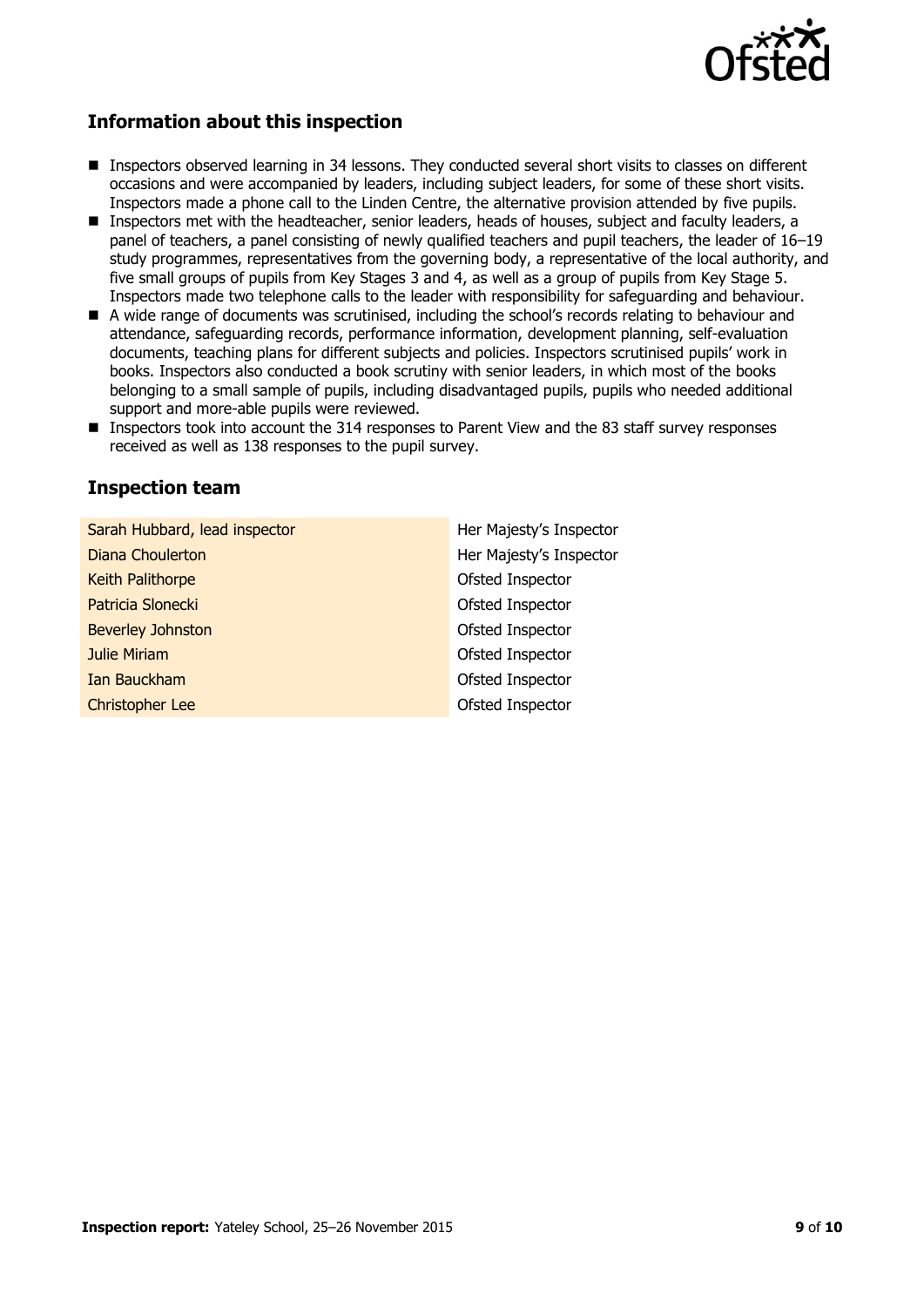## Information about this inspection

- Inspectors observed learning in 34 lessons. They conducted several short visits to classes on different occasions and were accompanied by leaders, including subject leaders, for some of these short visits. Inspectors made a phone call to the Linden Centre, the alternative provision attended by five pupils.
- Inspectors met with the headteacher, senior leaders, heads of houses, subject and faculty leaders, a panel of teachers, a panel consisting of newly qualified teachers and pupil teachers, the leader of 16–19 study programmes, representatives from the governing body, a representative of the local authority, and five small groups of pupils from Key Stages 3 and 4, as well as a group of pupils from Key Stage 5. Inspectors made two telephone calls to the leader with responsibility for safeguarding and behaviour.
- A wide range of documents was scrutinised, including the school's records relating to behaviour and attendance, safeguarding records, performance information, development planning, self-evaluation documents, teaching plans for different subjects and policies. Inspectors scrutinised pupils' work in books. Inspectors also conducted a book scrutiny with senior leaders, in which most of the books belonging to a small sample of pupils, including disadvantaged pupils, pupils who needed additional support and more-able pupils were reviewed.
- Inspectors took into account the 314 responses to Parent View and the 83 staff survey responses received as well as 138 responses to the pupil survey.

## Inspection team

| | |
|---|---|
| Sarah Hubbard, lead inspector | Her Majesty's Inspector |
| Diana Choulerton | Her Majesty's Inspector |
| Keith Palithorpe | Ofsted Inspector |
| Patricia Slonecki | Ofsted Inspector |
| Beverley Johnston | Ofsted Inspector |
| Julie Miriam | Ofsted Inspector |
| Ian Bauckham | Ofsted Inspector |
| Christopher Lee | Ofsted Inspector |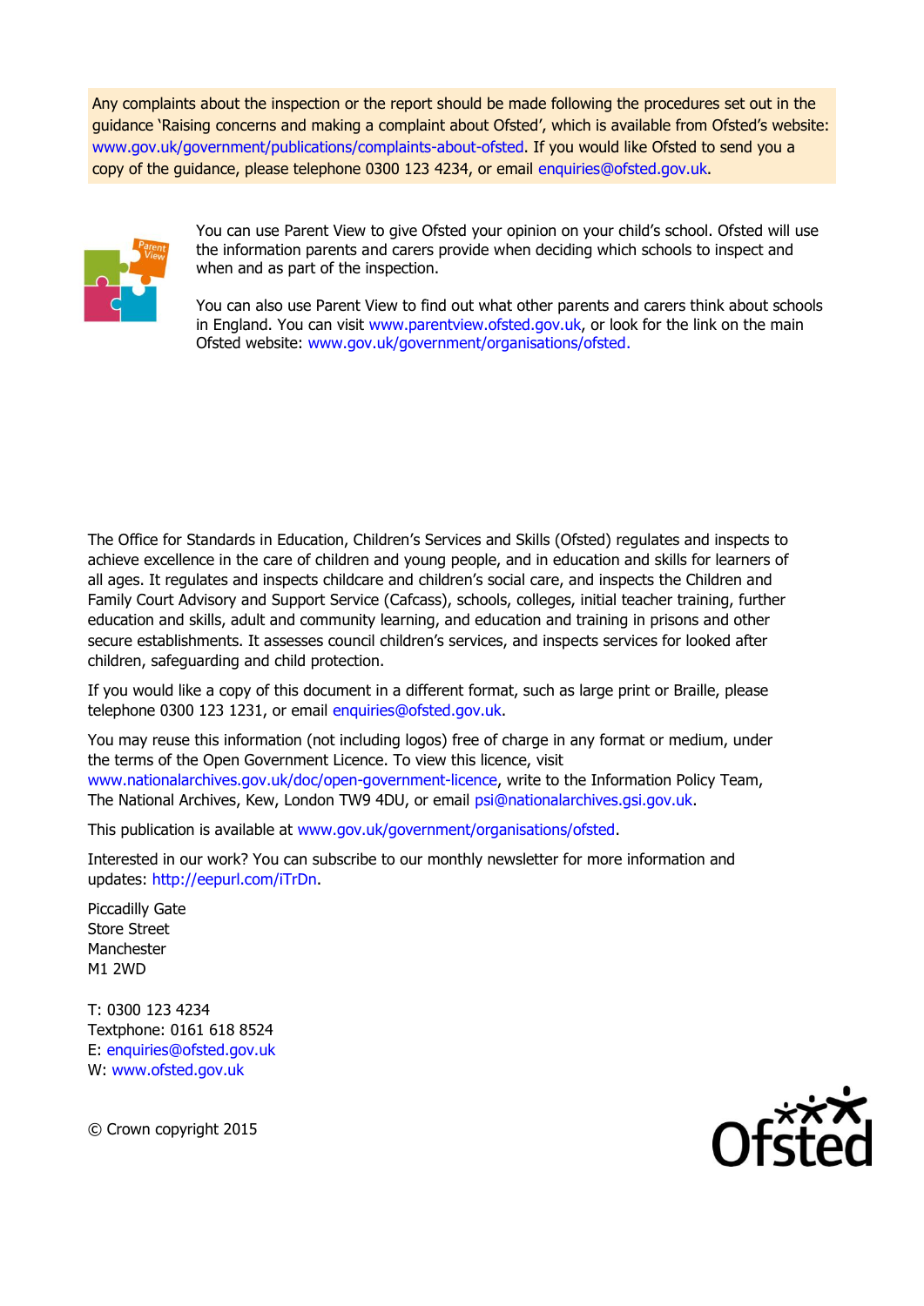Any complaints about the inspection or the report should be made following the procedures set out in the guidance 'Raising concerns and making a complaint about Ofsted', which is available from Ofsted's website: www.gov.uk/government/publications/complaints-about-ofsted. If you would like Ofsted to send you a copy of the guidance, please telephone 0300 123 4234, or email enquiries@ofsted.gov.uk.

You can use Parent View to give Ofsted your opinion on your child's school. Ofsted will use the information parents and carers provide when deciding which schools to inspect and when and as part of the inspection.

You can also use Parent View to find out what other parents and carers think about schools in England. You can visit www.parentview.ofsted.gov.uk, or look for the link on the main Ofsted website: www.gov.uk/government/organisations/ofsted.

The Office for Standards in Education, Children's Services and Skills (Ofsted) regulates and inspects to achieve excellence in the care of children and young people, and in education and skills for learners of all ages. It regulates and inspects childcare and children's social care, and inspects the Children and Family Court Advisory and Support Service (Cafcass), schools, colleges, initial teacher training, further education and skills, adult and community learning, and education and training in prisons and other secure establishments. It assesses council children's services, and inspects services for looked after children, safeguarding and child protection.

If you would like a copy of this document in a different format, such as large print or Braille, please telephone 0300 123 1231, or email enquiries@ofsted.gov.uk.

You may reuse this information (not including logos) free of charge in any format or medium, under the terms of the Open Government Licence. To view this licence, visit www.nationalarchives.gov.uk/doc/open-government-licence, write to the Information Policy Team, The National Archives, Kew, London TW9 4DU, or email psi@nationalarchives.gsi.gov.uk.

This publication is available at www.gov.uk/government/organisations/ofsted.

Interested in our work? You can subscribe to our monthly newsletter for more information and updates: http://eepurl.com/iTrDn.

Piccadilly Gate
Store Street
Manchester
M1 2WD

T: 0300 123 4234
Textphone: 0161 618 8524
E: enquiries@ofsted.gov.uk
W: www.ofsted.gov.uk

© Crown copyright 2015